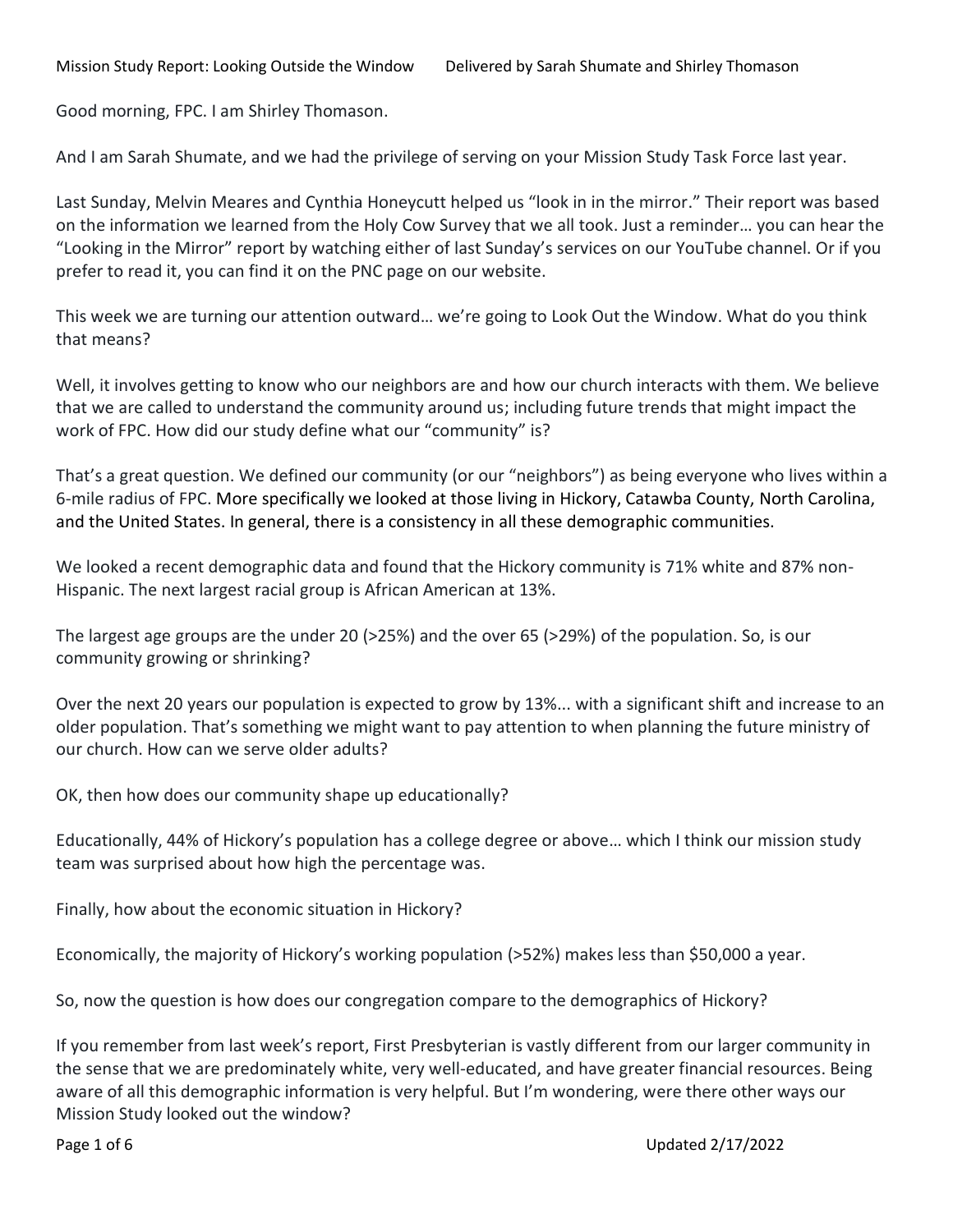Mission Study Report: Looking Outside the Window    Delivered by Sarah Shumate and Shirley Thomason

Good morning, FPC. I am Shirley Thomason.

And I am Sarah Shumate, and we had the privilege of serving on your Mission Study Task Force last year.

Last Sunday, Melvin Meares and Cynthia Honeycutt helped us "look in in the mirror." Their report was based on the information we learned from the Holy Cow Survey that we all took. Just a reminder… you can hear the "Looking in the Mirror" report by watching either of last Sunday's services on our YouTube channel. Or if you prefer to read it, you can find it on the PNC page on our website.

This week we are turning our attention outward… we're going to Look Out the Window. What do you think that means?

Well, it involves getting to know who our neighbors are and how our church interacts with them. We believe that we are called to understand the community around us; including future trends that might impact the work of FPC. How did our study define what our "community" is?

That's a great question. We defined our community (or our "neighbors") as being everyone who lives within a 6-mile radius of FPC. More specifically we looked at those living in Hickory, Catawba County, North Carolina, and the United States. In general, there is a consistency in all these demographic communities.

We looked a recent demographic data and found that the Hickory community is 71% white and 87% non-Hispanic. The next largest racial group is African American at 13%.

The largest age groups are the under 20 (>25%) and the over 65 (>29%) of the population. So, is our community growing or shrinking?

Over the next 20 years our population is expected to grow by 13%... with a significant shift and increase to an older population. That's something we might want to pay attention to when planning the future ministry of our church. How can we serve older adults?

OK, then how does our community shape up educationally?

Educationally, 44% of Hickory's population has a college degree or above… which I think our mission study team was surprised about how high the percentage was.

Finally, how about the economic situation in Hickory?

Economically, the majority of Hickory's working population (>52%) makes less than $50,000 a year.

So, now the question is how does our congregation compare to the demographics of Hickory?

If you remember from last week's report, First Presbyterian is vastly different from our larger community in the sense that we are predominately white, very well-educated, and have greater financial resources. Being aware of all this demographic information is very helpful. But I'm wondering, were there other ways our Mission Study looked out the window?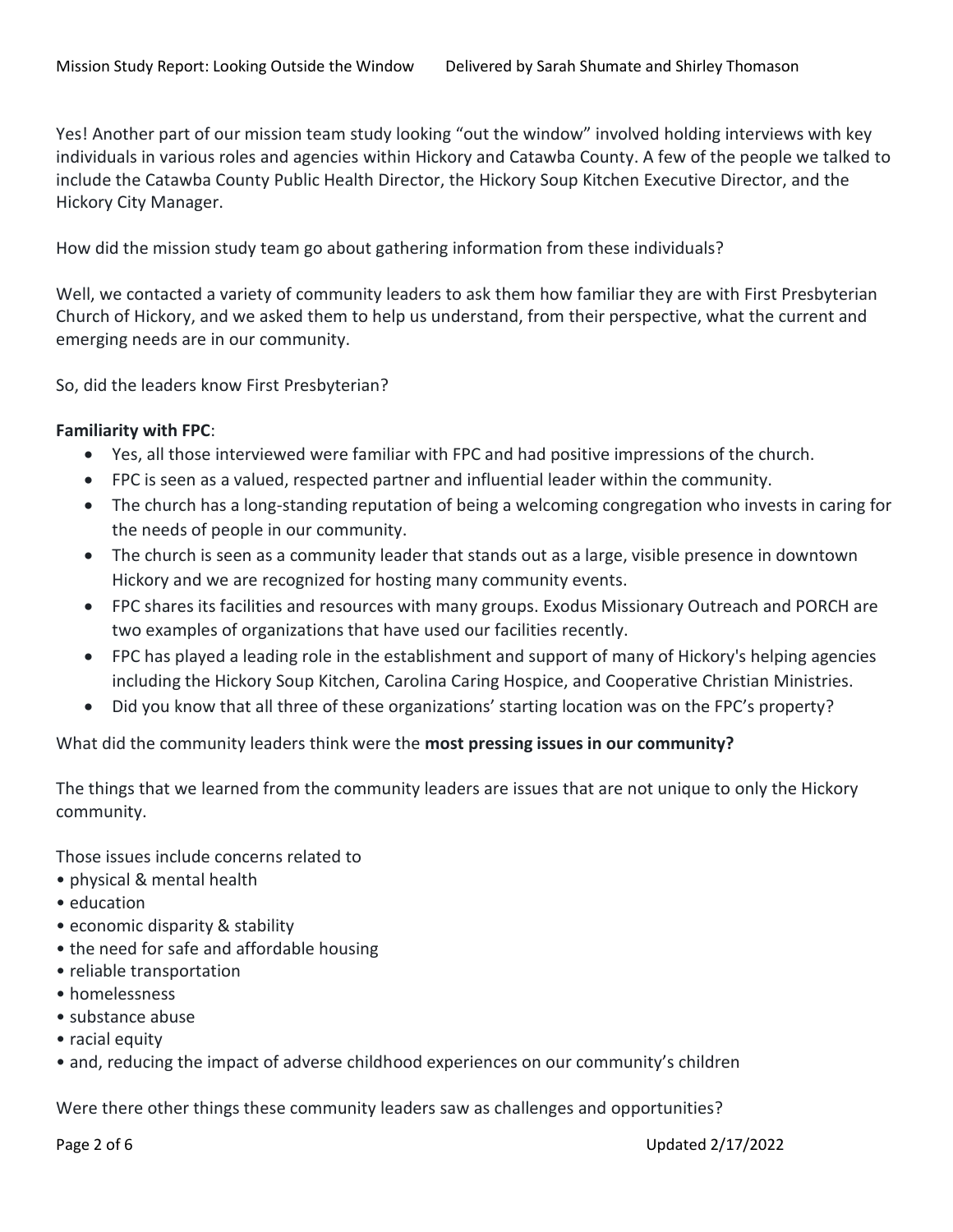Yes! Another part of our mission team study looking "out the window" involved holding interviews with key individuals in various roles and agencies within Hickory and Catawba County. A few of the people we talked to include the Catawba County Public Health Director, the Hickory Soup Kitchen Executive Director, and the Hickory City Manager.

How did the mission study team go about gathering information from these individuals?

Well, we contacted a variety of community leaders to ask them how familiar they are with First Presbyterian Church of Hickory, and we asked them to help us understand, from their perspective, what the current and emerging needs are in our community.

So, did the leaders know First Presbyterian?

**Familiarity with FPC**:

- Yes, all those interviewed were familiar with FPC and had positive impressions of the church.
- FPC is seen as a valued, respected partner and influential leader within the community.
- The church has a long-standing reputation of being a welcoming congregation who invests in caring for the needs of people in our community.
- The church is seen as a community leader that stands out as a large, visible presence in downtown Hickory and we are recognized for hosting many community events.
- FPC shares its facilities and resources with many groups. Exodus Missionary Outreach and PORCH are two examples of organizations that have used our facilities recently.
- FPC has played a leading role in the establishment and support of many of Hickory's helping agencies including the Hickory Soup Kitchen, Carolina Caring Hospice, and Cooperative Christian Ministries.
- Did you know that all three of these organizations' starting location was on the FPC's property?

What did the community leaders think were the **most pressing issues in our community?**

The things that we learned from the community leaders are issues that are not unique to only the Hickory community.

Those issues include concerns related to

- physical & mental health
- education
- economic disparity & stability
- the need for safe and affordable housing
- reliable transportation
- homelessness
- substance abuse
- racial equity
- and, reducing the impact of adverse childhood experiences on our community's children

Were there other things these community leaders saw as challenges and opportunities?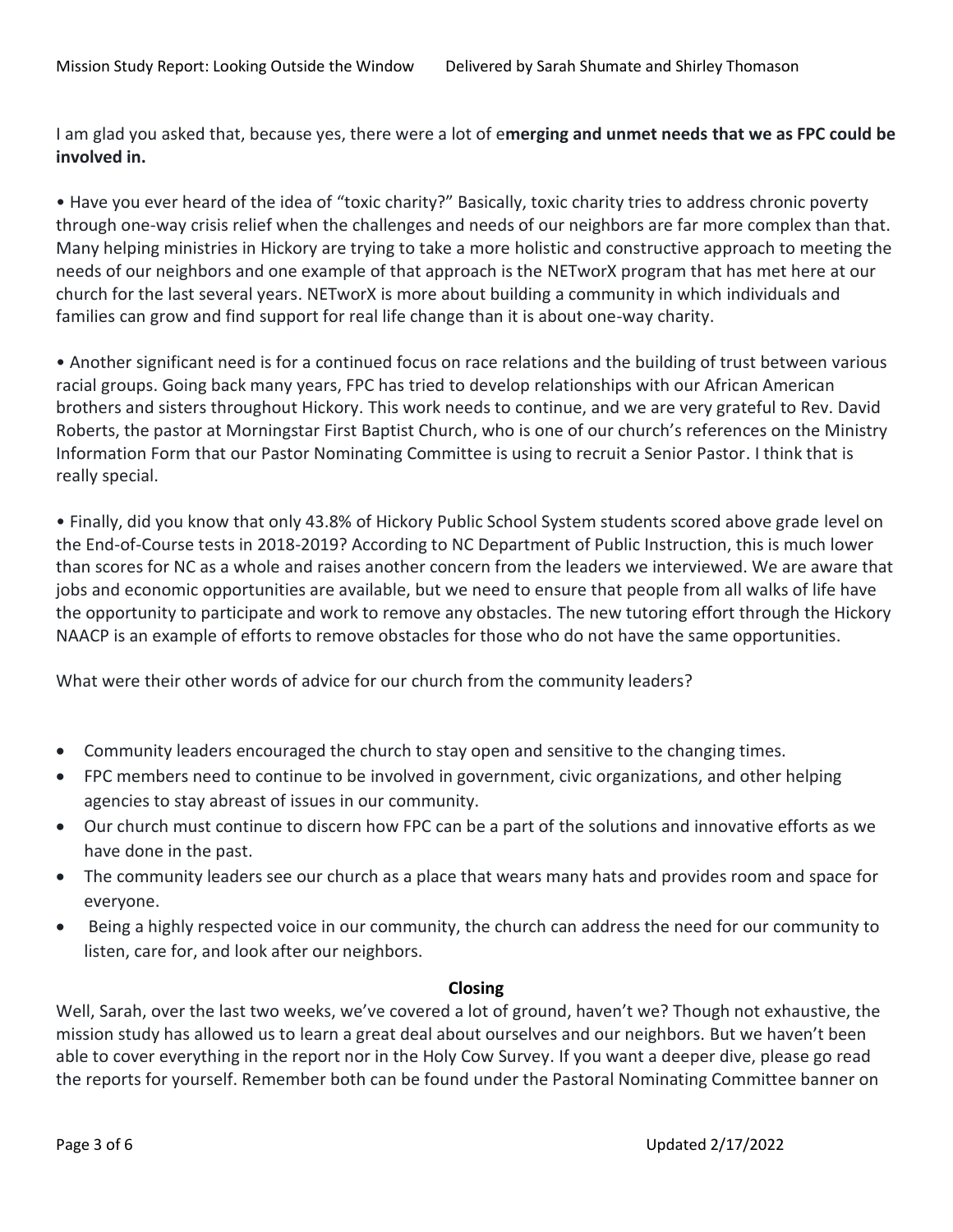I am glad you asked that, because yes, there were a lot of e**merging and unmet needs that we as FPC could be involved in.**

• Have you ever heard of the idea of "toxic charity?" Basically, toxic charity tries to address chronic poverty through one-way crisis relief when the challenges and needs of our neighbors are far more complex than that. Many helping ministries in Hickory are trying to take a more holistic and constructive approach to meeting the needs of our neighbors and one example of that approach is the NETworX program that has met here at our church for the last several years. NETworX is more about building a community in which individuals and families can grow and find support for real life change than it is about one-way charity.

• Another significant need is for a continued focus on race relations and the building of trust between various racial groups. Going back many years, FPC has tried to develop relationships with our African American brothers and sisters throughout Hickory. This work needs to continue, and we are very grateful to Rev. David Roberts, the pastor at Morningstar First Baptist Church, who is one of our church's references on the Ministry Information Form that our Pastor Nominating Committee is using to recruit a Senior Pastor. I think that is really special.

• Finally, did you know that only 43.8% of Hickory Public School System students scored above grade level on the End-of-Course tests in 2018-2019? According to NC Department of Public Instruction, this is much lower than scores for NC as a whole and raises another concern from the leaders we interviewed. We are aware that jobs and economic opportunities are available, but we need to ensure that people from all walks of life have the opportunity to participate and work to remove any obstacles. The new tutoring effort through the Hickory NAACP is an example of efforts to remove obstacles for those who do not have the same opportunities.

What were their other words of advice for our church from the community leaders?

- Community leaders encouraged the church to stay open and sensitive to the changing times.
- FPC members need to continue to be involved in government, civic organizations, and other helping agencies to stay abreast of issues in our community.
- Our church must continue to discern how FPC can be a part of the solutions and innovative efforts as we have done in the past.
- The community leaders see our church as a place that wears many hats and provides room and space for everyone.
- Being a highly respected voice in our community, the church can address the need for our community to listen, care for, and look after our neighbors.

**Closing**

Well, Sarah, over the last two weeks, we've covered a lot of ground, haven't we? Though not exhaustive, the mission study has allowed us to learn a great deal about ourselves and our neighbors. But we haven't been able to cover everything in the report nor in the Holy Cow Survey. If you want a deeper dive, please go read the reports for yourself. Remember both can be found under the Pastoral Nominating Committee banner on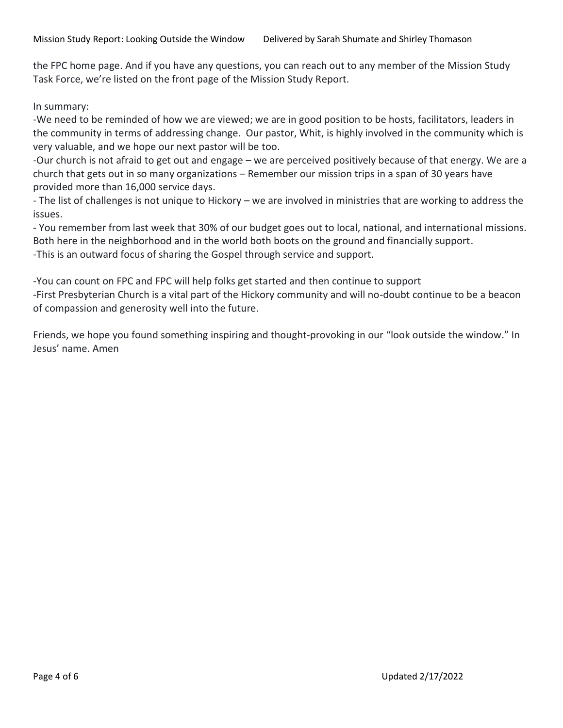the FPC home page. And if you have any questions, you can reach out to any member of the Mission Study Task Force, we're listed on the front page of the Mission Study Report.

In summary:

-We need to be reminded of how we are viewed; we are in good position to be hosts, facilitators, leaders in the community in terms of addressing change. Our pastor, Whit, is highly involved in the community which is very valuable, and we hope our next pastor will be too.

-Our church is not afraid to get out and engage – we are perceived positively because of that energy. We are a church that gets out in so many organizations – Remember our mission trips in a span of 30 years have provided more than 16,000 service days.

- The list of challenges is not unique to Hickory – we are involved in ministries that are working to address the issues.

- You remember from last week that 30% of our budget goes out to local, national, and international missions. Both here in the neighborhood and in the world both boots on the ground and financially support.

-This is an outward focus of sharing the Gospel through service and support.

-You can count on FPC and FPC will help folks get started and then continue to support

-First Presbyterian Church is a vital part of the Hickory community and will no-doubt continue to be a beacon of compassion and generosity well into the future.

Friends, we hope you found something inspiring and thought-provoking in our "look outside the window." In Jesus' name. Amen